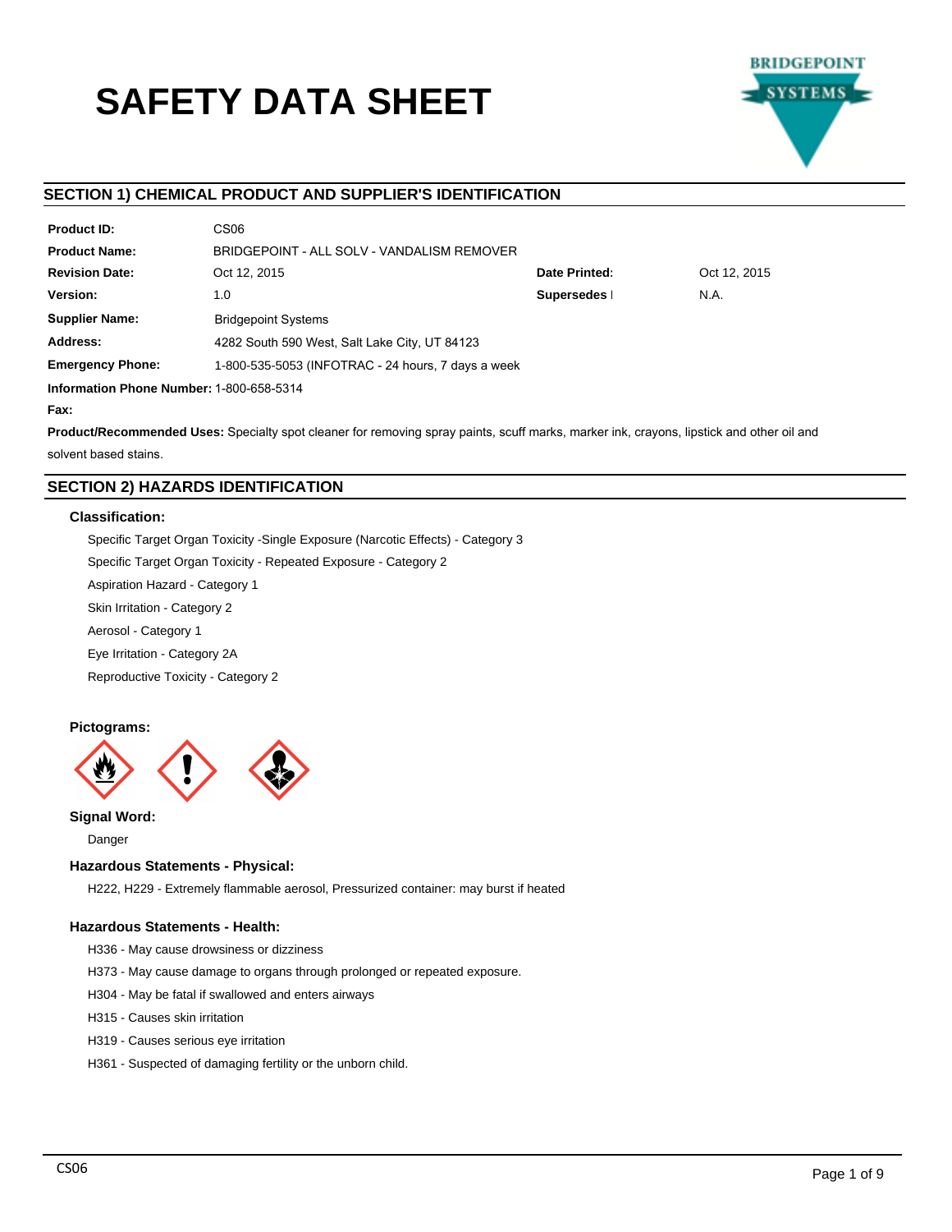# SAFETY DATA SHEET

## SECTION 1) CHEMICAL PRODUCT AND SUPPLIER'S IDENTIFICATION

| | | | |
|---|---|---|---|
| **Product ID:** | CS06 | | |
| **Product Name:** | BRIDGEPOINT - ALL SOLV - VANDALISM REMOVER | | |
| **Revision Date:** | Oct 12, 2015 | **Date Printed:** | Oct 12, 2015 |
| **Version:** | 1.0 | **Supersedes** | N.A. |
| **Supplier Name:** | Bridgepoint Systems | | |
| **Address:** | 4282 South 590 West, Salt Lake City, UT 84123 | | |
| **Emergency Phone:** | 1-800-535-5053 (INFOTRAC - 24 hours, 7 days a week | | |

**Information Phone Number:** 1-800-658-5314

**Fax:**

**Product/Recommended Uses:** Specialty spot cleaner for removing spray paints, scuff marks, marker ink, crayons, lipstick and other oil and solvent based stains.

## SECTION 2) HAZARDS IDENTIFICATION

### Classification:

Specific Target Organ Toxicity -Single Exposure (Narcotic Effects) - Category 3

Specific Target Organ Toxicity - Repeated Exposure - Category 2

Aspiration Hazard - Category 1

Skin Irritation - Category 2

Aerosol - Category 1

Eye Irritation - Category 2A

Reproductive Toxicity - Category 2

### Pictograms:

### Signal Word:

Danger

### Hazardous Statements - Physical:

H222, H229 - Extremely flammable aerosol, Pressurized container: may burst if heated

### Hazardous Statements - Health:

H336 - May cause drowsiness or dizziness

H373 - May cause damage to organs through prolonged or repeated exposure.

H304 - May be fatal if swallowed and enters airways

H315 - Causes skin irritation

H319 - Causes serious eye irritation

H361 - Suspected of damaging fertility or the unborn child.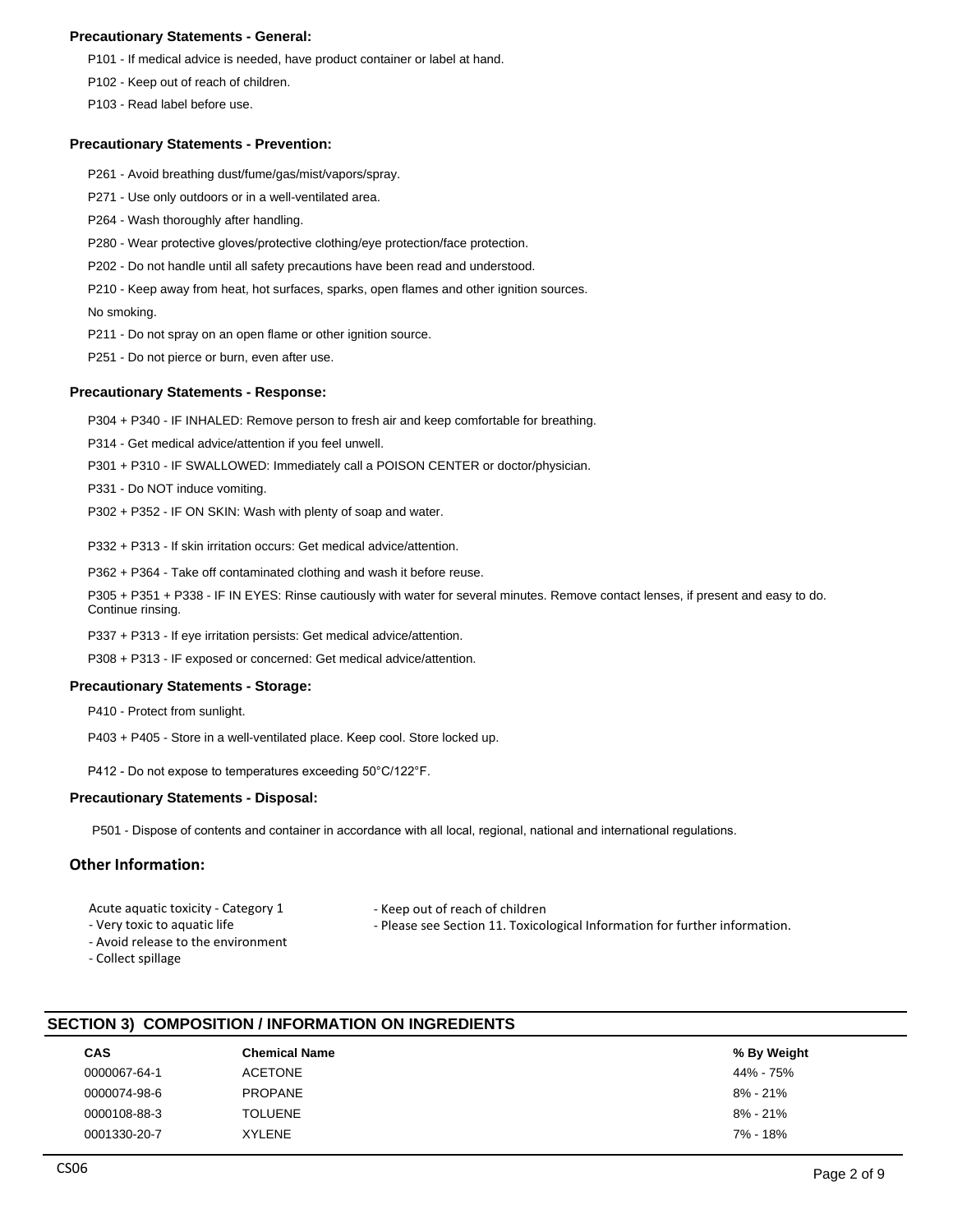**Precautionary Statements - General:**

P101 - If medical advice is needed, have product container or label at hand.

P102 - Keep out of reach of children.

P103 - Read label before use.

**Precautionary Statements - Prevention:**

P261 - Avoid breathing dust/fume/gas/mist/vapors/spray.

P271 - Use only outdoors or in a well-ventilated area.

P264 - Wash thoroughly after handling.

P280 - Wear protective gloves/protective clothing/eye protection/face protection.

P202 - Do not handle until all safety precautions have been read and understood.

P210 - Keep away from heat, hot surfaces, sparks, open flames and other ignition sources.

No smoking.

P211 - Do not spray on an open flame or other ignition source.

P251 - Do not pierce or burn, even after use.

**Precautionary Statements - Response:**

P304 + P340 - IF INHALED: Remove person to fresh air and keep comfortable for breathing.

P314 - Get medical advice/attention if you feel unwell.

P301 + P310 - IF SWALLOWED: Immediately call a POISON CENTER or doctor/physician.

P331 - Do NOT induce vomiting.

P302 + P352 - IF ON SKIN: Wash with plenty of soap and water.

P332 + P313 - If skin irritation occurs: Get medical advice/attention.

P362 + P364 - Take off contaminated clothing and wash it before reuse.

P305 + P351 + P338 - IF IN EYES: Rinse cautiously with water for several minutes. Remove contact lenses, if present and easy to do. Continue rinsing.

P337 + P313 - If eye irritation persists: Get medical advice/attention.

P308 + P313 - IF exposed or concerned: Get medical advice/attention.

**Precautionary Statements - Storage:**

P410 - Protect from sunlight.

P403 + P405 - Store in a well-ventilated place. Keep cool. Store locked up.

P412 - Do not expose to temperatures exceeding 50°C/122°F.

**Precautionary Statements - Disposal:**

P501 - Dispose of contents and container in accordance with all local, regional, national and international regulations.

## Other Information:

Acute aquatic toxicity - Category 1
- Very toxic to aquatic life
- Avoid release to the environment
- Collect spillage

- Keep out of reach of children
- Please see Section 11. Toxicological Information for further information.

## SECTION 3) COMPOSITION / INFORMATION ON INGREDIENTS

| CAS | Chemical Name | % By Weight |
|---|---|---|
| 0000067-64-1 | ACETONE | 44% - 75% |
| 0000074-98-6 | PROPANE | 8% - 21% |
| 0000108-88-3 | TOLUENE | 8% - 21% |
| 0001330-20-7 | XYLENE | 7% - 18% |

CS06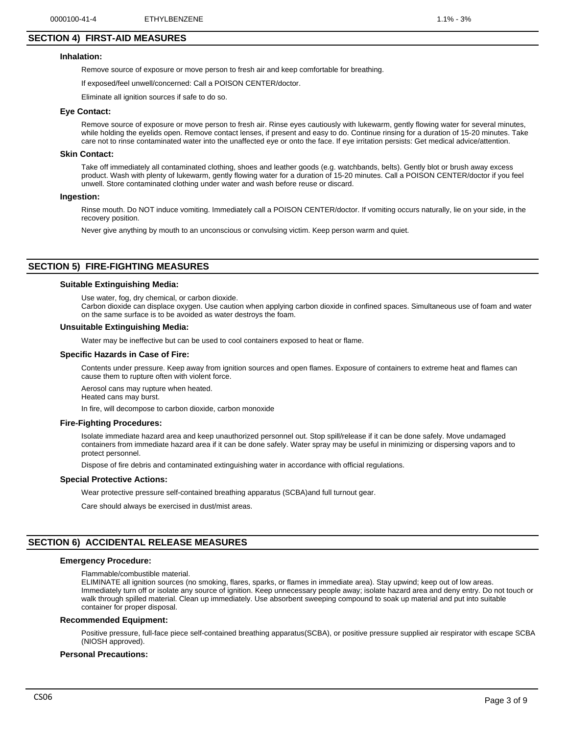| 0000100-41-4 | ETHYLBENZENE | 1.1% - 3% |
|---|---|---|

## SECTION 4) FIRST-AID MEASURES

### Inhalation:

Remove source of exposure or move person to fresh air and keep comfortable for breathing.

If exposed/feel unwell/concerned: Call a POISON CENTER/doctor.

Eliminate all ignition sources if safe to do so.

### Eye Contact:

Remove source of exposure or move person to fresh air. Rinse eyes cautiously with lukewarm, gently flowing water for several minutes, while holding the eyelids open. Remove contact lenses, if present and easy to do. Continue rinsing for a duration of 15-20 minutes. Take care not to rinse contaminated water into the unaffected eye or onto the face. If eye irritation persists: Get medical advice/attention.

### Skin Contact:

Take off immediately all contaminated clothing, shoes and leather goods (e.g. watchbands, belts). Gently blot or brush away excess product. Wash with plenty of lukewarm, gently flowing water for a duration of 15-20 minutes. Call a POISON CENTER/doctor if you feel unwell. Store contaminated clothing under water and wash before reuse or discard.

### Ingestion:

Rinse mouth. Do NOT induce vomiting. Immediately call a POISON CENTER/doctor. If vomiting occurs naturally, lie on your side, in the recovery position.

Never give anything by mouth to an unconscious or convulsing victim. Keep person warm and quiet.

## SECTION 5) FIRE-FIGHTING MEASURES

### Suitable Extinguishing Media:

Use water, fog, dry chemical, or carbon dioxide.
Carbon dioxide can displace oxygen. Use caution when applying carbon dioxide in confined spaces. Simultaneous use of foam and water on the same surface is to be avoided as water destroys the foam.

### Unsuitable Extinguishing Media:

Water may be ineffective but can be used to cool containers exposed to heat or flame.

### Specific Hazards in Case of Fire:

Contents under pressure. Keep away from ignition sources and open flames. Exposure of containers to extreme heat and flames can cause them to rupture often with violent force.

Aerosol cans may rupture when heated.
Heated cans may burst.

In fire, will decompose to carbon dioxide, carbon monoxide

### Fire-Fighting Procedures:

Isolate immediate hazard area and keep unauthorized personnel out. Stop spill/release if it can be done safely. Move undamaged containers from immediate hazard area if it can be done safely. Water spray may be useful in minimizing or dispersing vapors and to protect personnel.

Dispose of fire debris and contaminated extinguishing water in accordance with official regulations.

### Special Protective Actions:

Wear protective pressure self-contained breathing apparatus (SCBA)and full turnout gear.

Care should always be exercised in dust/mist areas.

## SECTION 6) ACCIDENTAL RELEASE MEASURES

### Emergency Procedure:

Flammable/combustible material.
ELIMINATE all ignition sources (no smoking, flares, sparks, or flames in immediate area). Stay upwind; keep out of low areas. Immediately turn off or isolate any source of ignition. Keep unnecessary people away; isolate hazard area and deny entry. Do not touch or walk through spilled material. Clean up immediately. Use absorbent sweeping compound to soak up material and put into suitable container for proper disposal.

### Recommended Equipment:

Positive pressure, full-face piece self-contained breathing apparatus(SCBA), or positive pressure supplied air respirator with escape SCBA (NIOSH approved).

### Personal Precautions: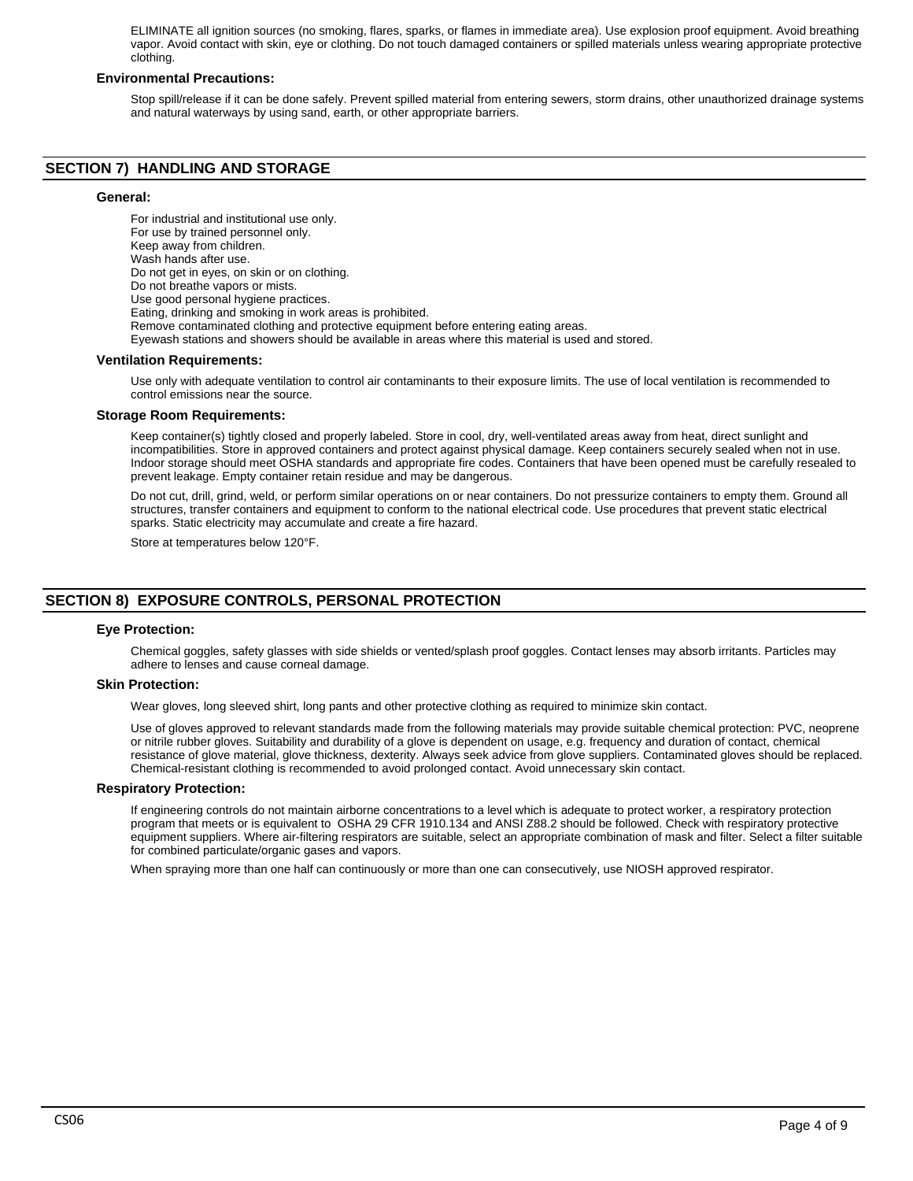ELIMINATE all ignition sources (no smoking, flares, sparks, or flames in immediate area). Use explosion proof equipment. Avoid breathing vapor. Avoid contact with skin, eye or clothing. Do not touch damaged containers or spilled materials unless wearing appropriate protective clothing.

### Environmental Precautions:

Stop spill/release if it can be done safely. Prevent spilled material from entering sewers, storm drains, other unauthorized drainage systems and natural waterways by using sand, earth, or other appropriate barriers.

## SECTION 7) HANDLING AND STORAGE

### General:

For industrial and institutional use only.
For use by trained personnel only.
Keep away from children.
Wash hands after use.
Do not get in eyes, on skin or on clothing.
Do not breathe vapors or mists.
Use good personal hygiene practices.
Eating, drinking and smoking in work areas is prohibited.
Remove contaminated clothing and protective equipment before entering eating areas.
Eyewash stations and showers should be available in areas where this material is used and stored.

### Ventilation Requirements:

Use only with adequate ventilation to control air contaminants to their exposure limits. The use of local ventilation is recommended to control emissions near the source.

### Storage Room Requirements:

Keep container(s) tightly closed and properly labeled. Store in cool, dry, well-ventilated areas away from heat, direct sunlight and incompatibilities. Store in approved containers and protect against physical damage. Keep containers securely sealed when not in use. Indoor storage should meet OSHA standards and appropriate fire codes. Containers that have been opened must be carefully resealed to prevent leakage. Empty container retain residue and may be dangerous.

Do not cut, drill, grind, weld, or perform similar operations on or near containers. Do not pressurize containers to empty them. Ground all structures, transfer containers and equipment to conform to the national electrical code. Use procedures that prevent static electrical sparks. Static electricity may accumulate and create a fire hazard.

Store at temperatures below 120°F.

## SECTION 8) EXPOSURE CONTROLS, PERSONAL PROTECTION

### Eye Protection:

Chemical goggles, safety glasses with side shields or vented/splash proof goggles. Contact lenses may absorb irritants. Particles may adhere to lenses and cause corneal damage.

### Skin Protection:

Wear gloves, long sleeved shirt, long pants and other protective clothing as required to minimize skin contact.

Use of gloves approved to relevant standards made from the following materials may provide suitable chemical protection: PVC, neoprene or nitrile rubber gloves. Suitability and durability of a glove is dependent on usage, e.g. frequency and duration of contact, chemical resistance of glove material, glove thickness, dexterity. Always seek advice from glove suppliers. Contaminated gloves should be replaced. Chemical-resistant clothing is recommended to avoid prolonged contact. Avoid unnecessary skin contact.

### Respiratory Protection:

If engineering controls do not maintain airborne concentrations to a level which is adequate to protect worker, a respiratory protection program that meets or is equivalent to OSHA 29 CFR 1910.134 and ANSI Z88.2 should be followed. Check with respiratory protective equipment suppliers. Where air-filtering respirators are suitable, select an appropriate combination of mask and filter. Select a filter suitable for combined particulate/organic gases and vapors.

When spraying more than one half can continuously or more than one can consecutively, use NIOSH approved respirator.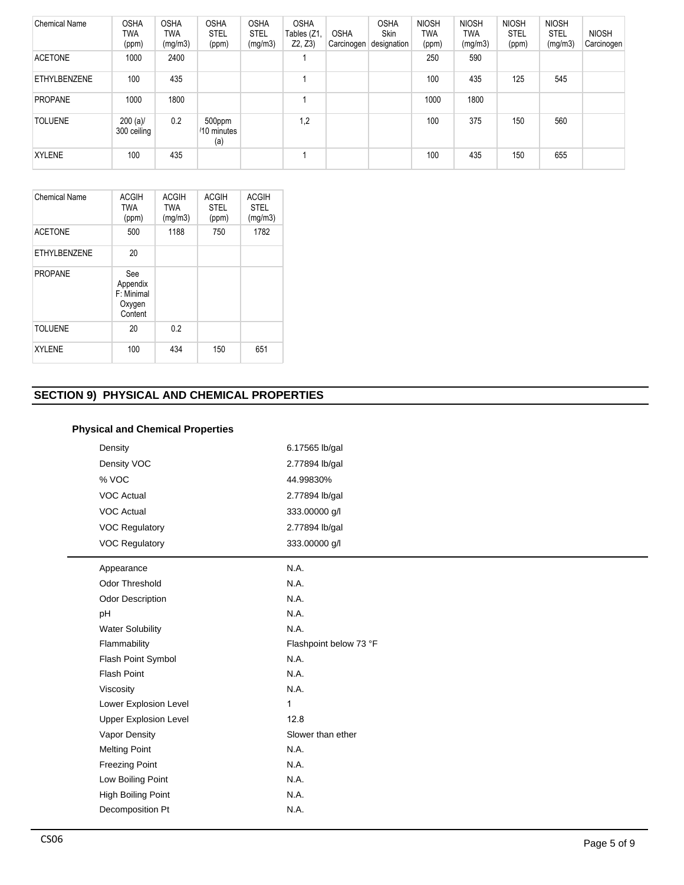| Chemical Name | OSHA TWA (ppm) | OSHA TWA (mg/m3) | OSHA STEL (ppm) | OSHA STEL (mg/m3) | OSHA Tables (Z1, Z2, Z3) | OSHA Carcinogen | OSHA Skin designation | NIOSH TWA (ppm) | NIOSH TWA (mg/m3) | NIOSH STEL (ppm) | NIOSH STEL (mg/m3) | NIOSH Carcinogen |
|---|---|---|---|---|---|---|---|---|---|---|---|---|
| ACETONE | 1000 | 2400 | | | 1 | | | 250 | 590 | | | |
| ETHYLBENZENE | 100 | 435 | | | 1 | | | 100 | 435 | 125 | 545 | |
| PROPANE | 1000 | 1800 | | | 1 | | | 1000 | 1800 | | | |
| TOLUENE | 200 (a)/ 300 ceiling | 0.2 | 500ppm '10 minutes (a) | | 1,2 | | | 100 | 375 | 150 | 560 | |
| XYLENE | 100 | 435 | | | 1 | | | 100 | 435 | 150 | 655 | |

| Chemical Name | ACGIH TWA (ppm) | ACGIH TWA (mg/m3) | ACGIH STEL (ppm) | ACGIH STEL (mg/m3) |
|---|---|---|---|---|
| ACETONE | 500 | 1188 | 750 | 1782 |
| ETHYLBENZENE | 20 | | | |
| PROPANE | See Appendix F: Minimal Oxygen Content | | | |
| TOLUENE | 20 | 0.2 | | |
| XYLENE | 100 | 434 | 150 | 651 |

## SECTION 9) PHYSICAL AND CHEMICAL PROPERTIES

### Physical and Chemical Properties

| | |
|---|---|
| Density | 6.17565 lb/gal |
| Density VOC | 2.77894 lb/gal |
| % VOC | 44.99830% |
| VOC Actual | 2.77894 lb/gal |
| VOC Actual | 333.00000 g/l |
| VOC Regulatory | 2.77894 lb/gal |
| VOC Regulatory | 333.00000 g/l |

| | |
|---|---|
| Appearance | N.A. |
| Odor Threshold | N.A. |
| Odor Description | N.A. |
| pH | N.A. |
| Water Solubility | N.A. |
| Flammability | Flashpoint below 73 °F |
| Flash Point Symbol | N.A. |
| Flash Point | N.A. |
| Viscosity | N.A. |
| Lower Explosion Level | 1 |
| Upper Explosion Level | 12.8 |
| Vapor Density | Slower than ether |
| Melting Point | N.A. |
| Freezing Point | N.A. |
| Low Boiling Point | N.A. |
| High Boiling Point | N.A. |
| Decomposition Pt | N.A. |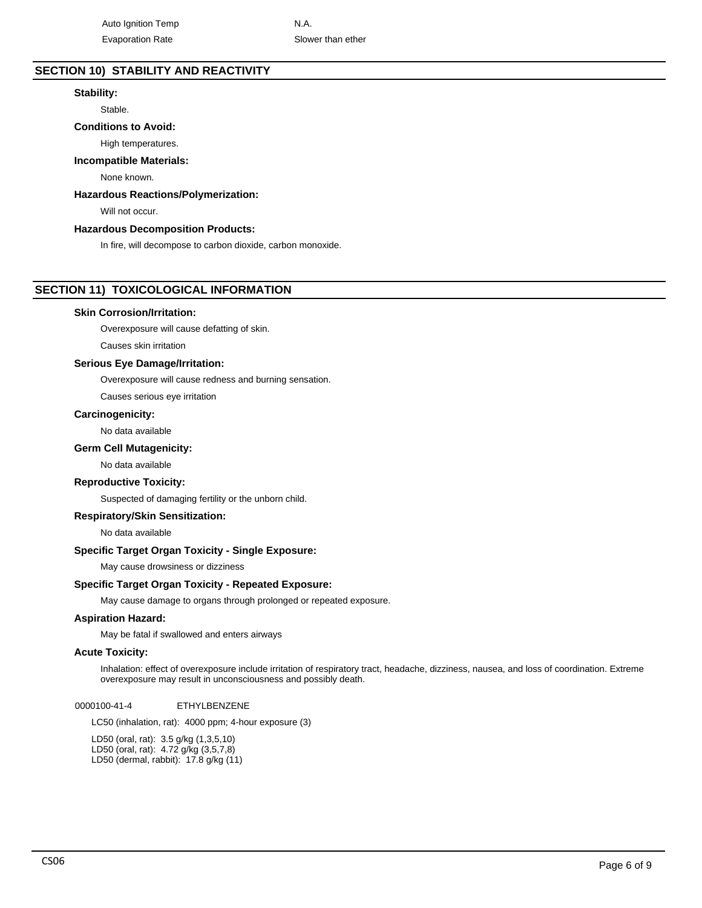| | |
|---|---|
| Auto Ignition Temp | N.A. |
| Evaporation Rate | Slower than ether |

## SECTION 10) STABILITY AND REACTIVITY

**Stability:**

Stable.

**Conditions to Avoid:**

High temperatures.

**Incompatible Materials:**

None known.

**Hazardous Reactions/Polymerization:**

Will not occur.

**Hazardous Decomposition Products:**

In fire, will decompose to carbon dioxide, carbon monoxide.

## SECTION 11) TOXICOLOGICAL INFORMATION

**Skin Corrosion/Irritation:**

Overexposure will cause defatting of skin.

Causes skin irritation

**Serious Eye Damage/Irritation:**

Overexposure will cause redness and burning sensation.

Causes serious eye irritation

**Carcinogenicity:**

No data available

**Germ Cell Mutagenicity:**

No data available

**Reproductive Toxicity:**

Suspected of damaging fertility or the unborn child.

**Respiratory/Skin Sensitization:**

No data available

**Specific Target Organ Toxicity - Single Exposure:**

May cause drowsiness or dizziness

**Specific Target Organ Toxicity - Repeated Exposure:**

May cause damage to organs through prolonged or repeated exposure.

**Aspiration Hazard:**

May be fatal if swallowed and enters airways

**Acute Toxicity:**

Inhalation: effect of overexposure include irritation of respiratory tract, headache, dizziness, nausea, and loss of coordination. Extreme overexposure may result in unconsciousness and possibly death.

0000100-41-4 ETHYLBENZENE

LC50 (inhalation, rat): 4000 ppm; 4-hour exposure (3)

LD50 (oral, rat): 3.5 g/kg (1,3,5,10)
LD50 (oral, rat): 4.72 g/kg (3,5,7,8)
LD50 (dermal, rabbit): 17.8 g/kg (11)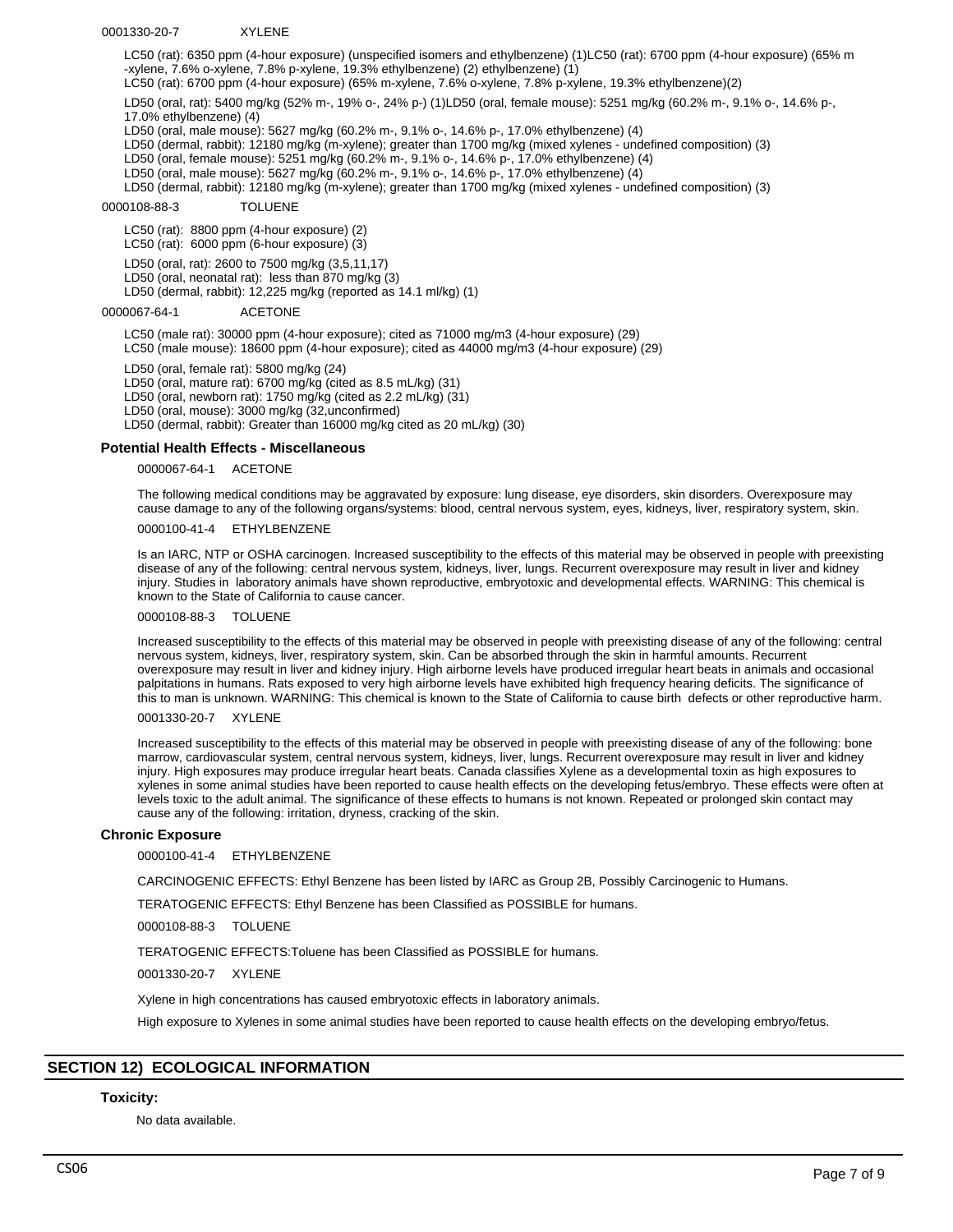0001330-20-7 XYLENE

LC50 (rat): 6350 ppm (4-hour exposure) (unspecified isomers and ethylbenzene) (1)LC50 (rat): 6700 ppm (4-hour exposure) (65% m -xylene, 7.6% o-xylene, 7.8% p-xylene, 19.3% ethylbenzene) (2) ethylbenzene) (1)
LC50 (rat): 6700 ppm (4-hour exposure) (65% m-xylene, 7.6% o-xylene, 7.8% p-xylene, 19.3% ethylbenzene)(2)

LD50 (oral, rat): 5400 mg/kg (52% m-, 19% o-, 24% p-) (1)LD50 (oral, female mouse): 5251 mg/kg (60.2% m-, 9.1% o-, 14.6% p-, 17.0% ethylbenzene) (4)
LD50 (oral, male mouse): 5627 mg/kg (60.2% m-, 9.1% o-, 14.6% p-, 17.0% ethylbenzene) (4)
LD50 (dermal, rabbit): 12180 mg/kg (m-xylene); greater than 1700 mg/kg (mixed xylenes - undefined composition) (3)
LD50 (oral, female mouse): 5251 mg/kg (60.2% m-, 9.1% o-, 14.6% p-, 17.0% ethylbenzene) (4)
LD50 (oral, male mouse): 5627 mg/kg (60.2% m-, 9.1% o-, 14.6% p-, 17.0% ethylbenzene) (4)
LD50 (dermal, rabbit): 12180 mg/kg (m-xylene); greater than 1700 mg/kg (mixed xylenes - undefined composition) (3)

0000108-88-3 TOLUENE

LC50 (rat): 8800 ppm (4-hour exposure) (2)
LC50 (rat): 6000 ppm (6-hour exposure) (3)

LD50 (oral, rat): 2600 to 7500 mg/kg (3,5,11,17)
LD50 (oral, neonatal rat): less than 870 mg/kg (3)
LD50 (dermal, rabbit): 12,225 mg/kg (reported as 14.1 ml/kg) (1)

0000067-64-1 ACETONE

LC50 (male rat): 30000 ppm (4-hour exposure); cited as 71000 mg/m3 (4-hour exposure) (29)
LC50 (male mouse): 18600 ppm (4-hour exposure); cited as 44000 mg/m3 (4-hour exposure) (29)

LD50 (oral, female rat): 5800 mg/kg (24)
LD50 (oral, mature rat): 6700 mg/kg (cited as 8.5 mL/kg) (31)
LD50 (oral, newborn rat): 1750 mg/kg (cited as 2.2 mL/kg) (31)
LD50 (oral, mouse): 3000 mg/kg (32,unconfirmed)
LD50 (dermal, rabbit): Greater than 16000 mg/kg cited as 20 mL/kg) (30)

### Potential Health Effects - Miscellaneous

0000067-64-1 ACETONE

The following medical conditions may be aggravated by exposure: lung disease, eye disorders, skin disorders. Overexposure may cause damage to any of the following organs/systems: blood, central nervous system, eyes, kidneys, liver, respiratory system, skin.

0000100-41-4 ETHYLBENZENE

Is an IARC, NTP or OSHA carcinogen. Increased susceptibility to the effects of this material may be observed in people with preexisting disease of any of the following: central nervous system, kidneys, liver, lungs. Recurrent overexposure may result in liver and kidney injury. Studies in laboratory animals have shown reproductive, embryotoxic and developmental effects. WARNING: This chemical is known to the State of California to cause cancer.

0000108-88-3 TOLUENE

Increased susceptibility to the effects of this material may be observed in people with preexisting disease of any of the following: central nervous system, kidneys, liver, respiratory system, skin. Can be absorbed through the skin in harmful amounts. Recurrent overexposure may result in liver and kidney injury. High airborne levels have produced irregular heart beats in animals and occasional palpitations in humans. Rats exposed to very high airborne levels have exhibited high frequency hearing deficits. The significance of this to man is unknown. WARNING: This chemical is known to the State of California to cause birth defects or other reproductive harm.

0001330-20-7 XYLENE

Increased susceptibility to the effects of this material may be observed in people with preexisting disease of any of the following: bone marrow, cardiovascular system, central nervous system, kidneys, liver, lungs. Recurrent overexposure may result in liver and kidney injury. High exposures may produce irregular heart beats. Canada classifies Xylene as a developmental toxin as high exposures to xylenes in some animal studies have been reported to cause health effects on the developing fetus/embryo. These effects were often at levels toxic to the adult animal. The significance of these effects to humans is not known. Repeated or prolonged skin contact may cause any of the following: irritation, dryness, cracking of the skin.

### Chronic Exposure

0000100-41-4 ETHYLBENZENE

CARCINOGENIC EFFECTS: Ethyl Benzene has been listed by IARC as Group 2B, Possibly Carcinogenic to Humans.

TERATOGENIC EFFECTS: Ethyl Benzene has been Classified as POSSIBLE for humans.

0000108-88-3 TOLUENE

TERATOGENIC EFFECTS:Toluene has been Classified as POSSIBLE for humans.

0001330-20-7 XYLENE

Xylene in high concentrations has caused embryotoxic effects in laboratory animals.

High exposure to Xylenes in some animal studies have been reported to cause health effects on the developing embryo/fetus.

## SECTION 12) ECOLOGICAL INFORMATION

### Toxicity:

No data available.

CS06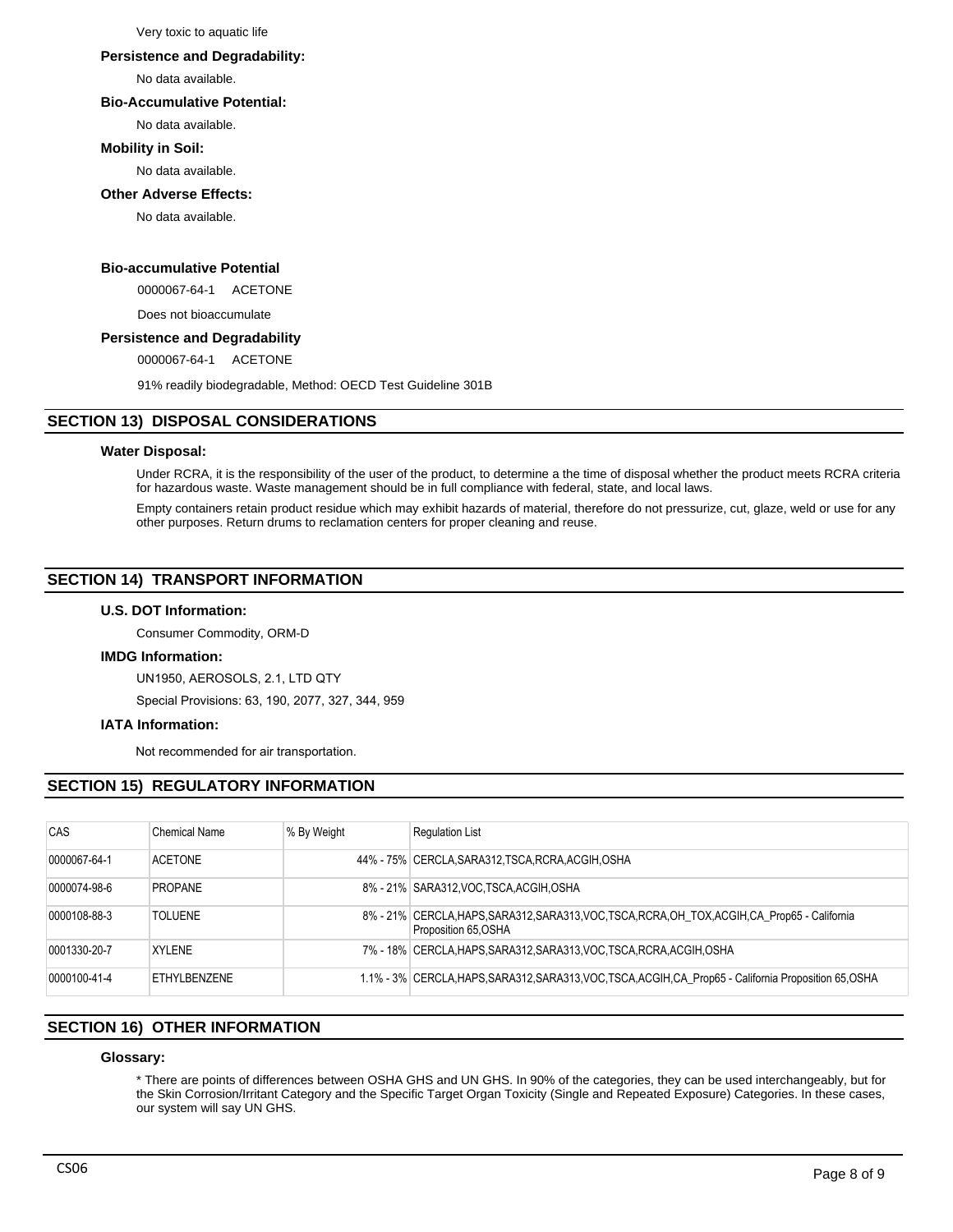Very toxic to aquatic life

**Persistence and Degradability:**

No data available.

**Bio-Accumulative Potential:**

No data available.

**Mobility in Soil:**

No data available.

**Other Adverse Effects:**

No data available.

**Bio-accumulative Potential**

0000067-64-1 ACETONE

Does not bioaccumulate

**Persistence and Degradability**

0000067-64-1 ACETONE

91% readily biodegradable, Method: OECD Test Guideline 301B

## SECTION 13) DISPOSAL CONSIDERATIONS

**Water Disposal:**

Under RCRA, it is the responsibility of the user of the product, to determine a the time of disposal whether the product meets RCRA criteria for hazardous waste. Waste management should be in full compliance with federal, state, and local laws.

Empty containers retain product residue which may exhibit hazards of material, therefore do not pressurize, cut, glaze, weld or use for any other purposes. Return drums to reclamation centers for proper cleaning and reuse.

## SECTION 14) TRANSPORT INFORMATION

**U.S. DOT Information:**

Consumer Commodity, ORM-D

**IMDG Information:**

UN1950, AEROSOLS, 2.1, LTD QTY

Special Provisions: 63, 190, 2077, 327, 344, 959

**IATA Information:**

Not recommended for air transportation.

## SECTION 15) REGULATORY INFORMATION

| CAS | Chemical Name | % By Weight | Regulation List |
|---|---|---|---|
| 0000067-64-1 | ACETONE | 44% - 75% | CERCLA,SARA312,TSCA,RCRA,ACGIH,OSHA |
| 0000074-98-6 | PROPANE | 8% - 21% | SARA312,VOC,TSCA,ACGIH,OSHA |
| 0000108-88-3 | TOLUENE | 8% - 21% | CERCLA,HAPS,SARA312,SARA313,VOC,TSCA,RCRA,OH_TOX,ACGIH,CA_Prop65 - California Proposition 65,OSHA |
| 0001330-20-7 | XYLENE | 7% - 18% | CERCLA,HAPS,SARA312,SARA313,VOC,TSCA,RCRA,ACGIH,OSHA |
| 0000100-41-4 | ETHYLBENZENE | 1.1% - 3% | CERCLA,HAPS,SARA312,SARA313,VOC,TSCA,ACGIH,CA_Prop65 - California Proposition 65,OSHA |

## SECTION 16) OTHER INFORMATION

**Glossary:**

* There are points of differences between OSHA GHS and UN GHS. In 90% of the categories, they can be used interchangeably, but for the Skin Corrosion/Irritant Category and the Specific Target Organ Toxicity (Single and Repeated Exposure) Categories. In these cases, our system will say UN GHS.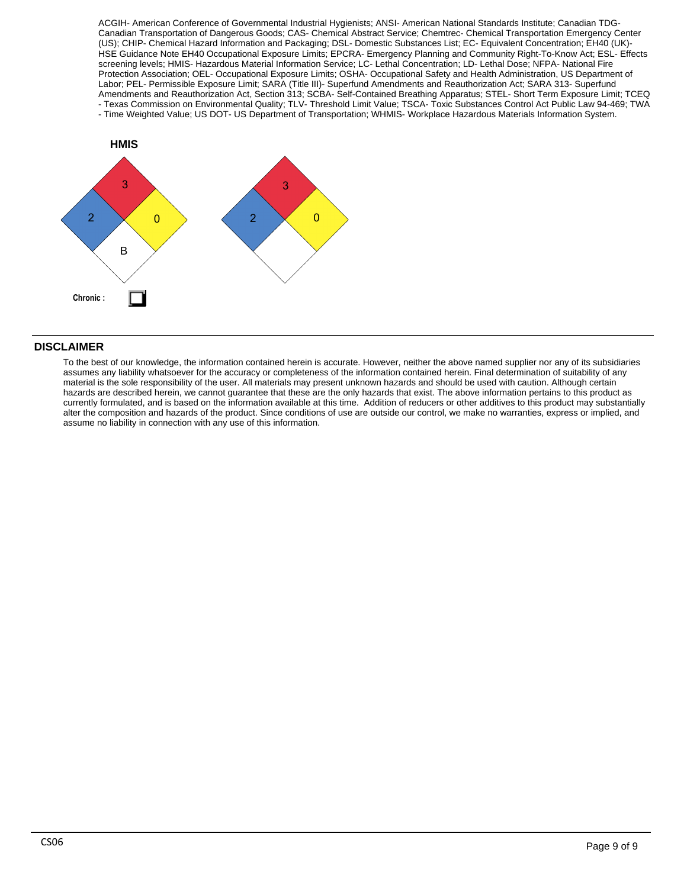ACGIH- American Conference of Governmental Industrial Hygienists; ANSI- American National Standards Institute; Canadian TDG- Canadian Transportation of Dangerous Goods; CAS- Chemical Abstract Service; Chemtrec- Chemical Transportation Emergency Center (US); CHIP- Chemical Hazard Information and Packaging; DSL- Domestic Substances List; EC- Equivalent Concentration; EH40 (UK)- HSE Guidance Note EH40 Occupational Exposure Limits; EPCRA- Emergency Planning and Community Right-To-Know Act; ESL- Effects screening levels; HMIS- Hazardous Material Information Service; LC- Lethal Concentration; LD- Lethal Dose; NFPA- National Fire Protection Association; OEL- Occupational Exposure Limits; OSHA- Occupational Safety and Health Administration, US Department of Labor; PEL- Permissible Exposure Limit; SARA (Title III)- Superfund Amendments and Reauthorization Act; SARA 313- Superfund Amendments and Reauthorization Act, Section 313; SCBA- Self-Contained Breathing Apparatus; STEL- Short Term Exposure Limit; TCEQ - Texas Commission on Environmental Quality; TLV- Threshold Limit Value; TSCA- Toxic Substances Control Act Public Law 94-469; TWA - Time Weighted Value; US DOT- US Department of Transportation; WHMIS- Workplace Hazardous Materials Information System.

**HMIS**

3

2 0

B

Chronic :

3

2 0

## DISCLAIMER

To the best of our knowledge, the information contained herein is accurate. However, neither the above named supplier nor any of its subsidiaries assumes any liability whatsoever for the accuracy or completeness of the information contained herein. Final determination of suitability of any material is the sole responsibility of the user. All materials may present unknown hazards and should be used with caution. Although certain hazards are described herein, we cannot guarantee that these are the only hazards that exist. The above information pertains to this product as currently formulated, and is based on the information available at this time. Addition of reducers or other additives to this product may substantially alter the composition and hazards of the product. Since conditions of use are outside our control, we make no warranties, express or implied, and assume no liability in connection with any use of this information.